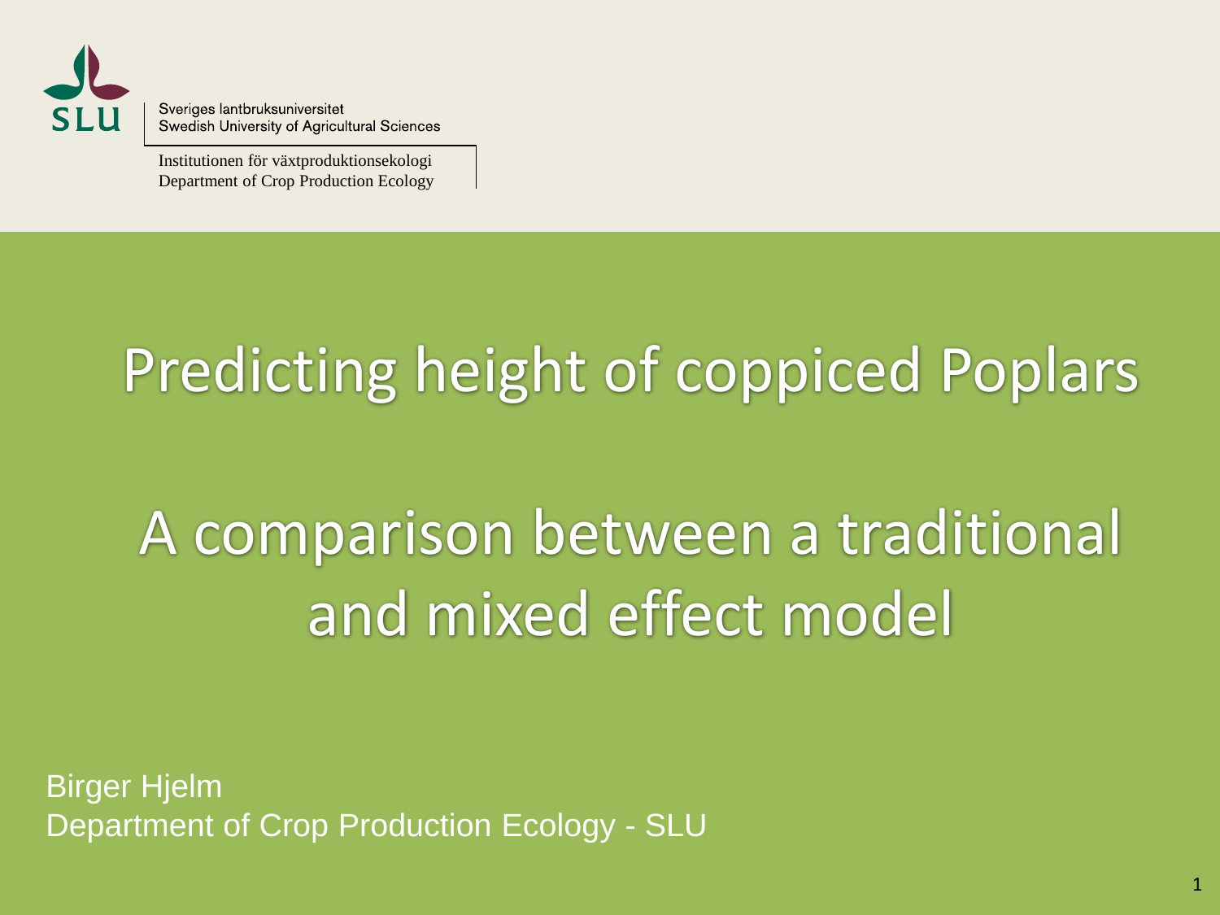Sveriges lantbruksuniversitet
Swedish University of Agricultural Sciences

Institutionen för växtproduktionsekologi
Department of Crop Production Ecology

# Predicting height of coppiced Poplars

## A comparison between a traditional and mixed effect model

Birger Hjelm
Department of Crop Production Ecology - SLU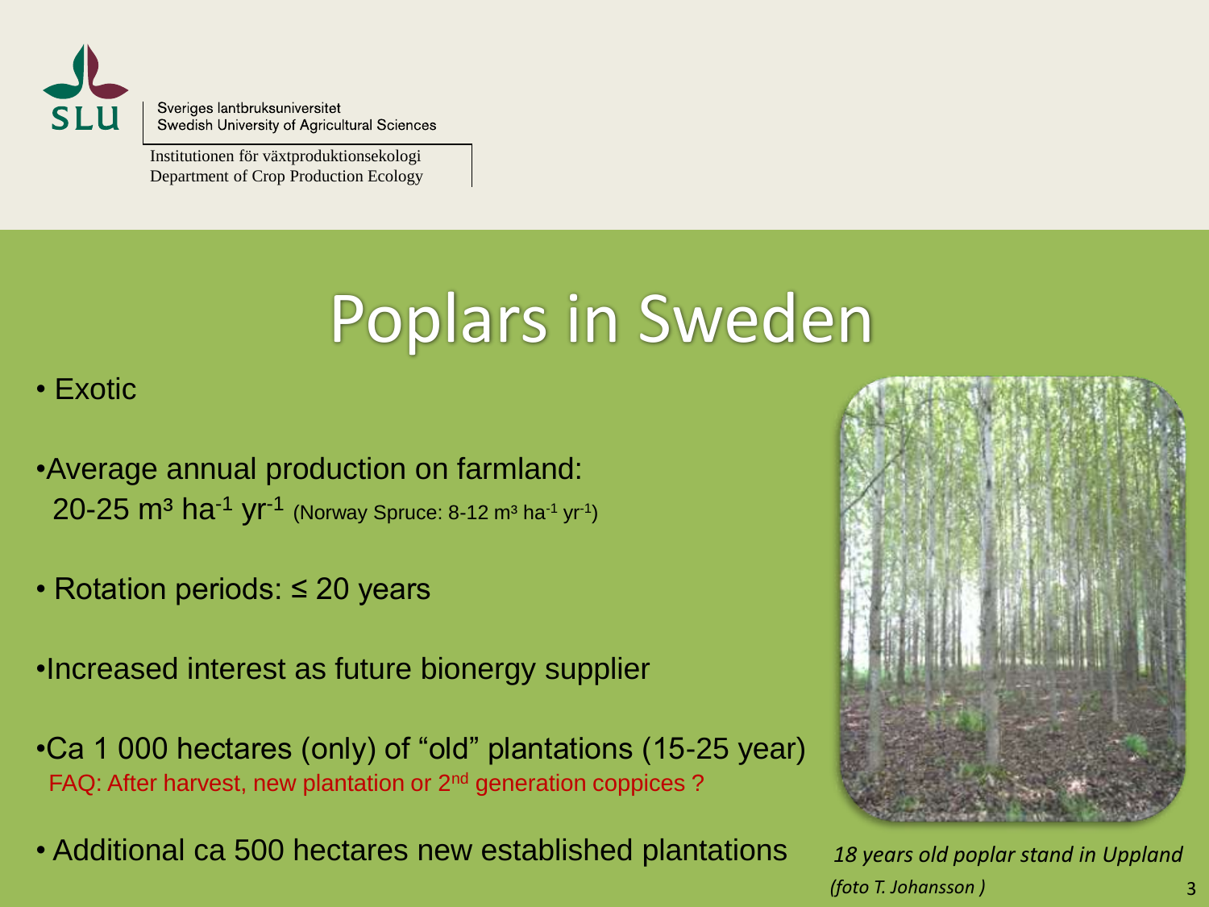Sveriges lantbruksuniversitet
Swedish University of Agricultural Sciences

Institutionen för växtproduktionsekologi
Department of Crop Production Ecology

# Poplars in Sweden

- Exotic
- Average annual production on farmland: 20-25 $m^3\ ha^{-1}\ yr^{-1}$ (Norway Spruce: 8-12 $m^3\ ha^{-1}\ yr^{-1}$)
- Rotation periods: ≤ 20 years
- Increased interest as future bionergy supplier
- Ca 1 000 hectares (only) of "old" plantations (15-25 year)
  FAQ: After harvest, new plantation or 2nd generation coppices ?
- Additional ca 500 hectares new established plantations

*18 years old poplar stand in Uppland (foto T. Johansson )*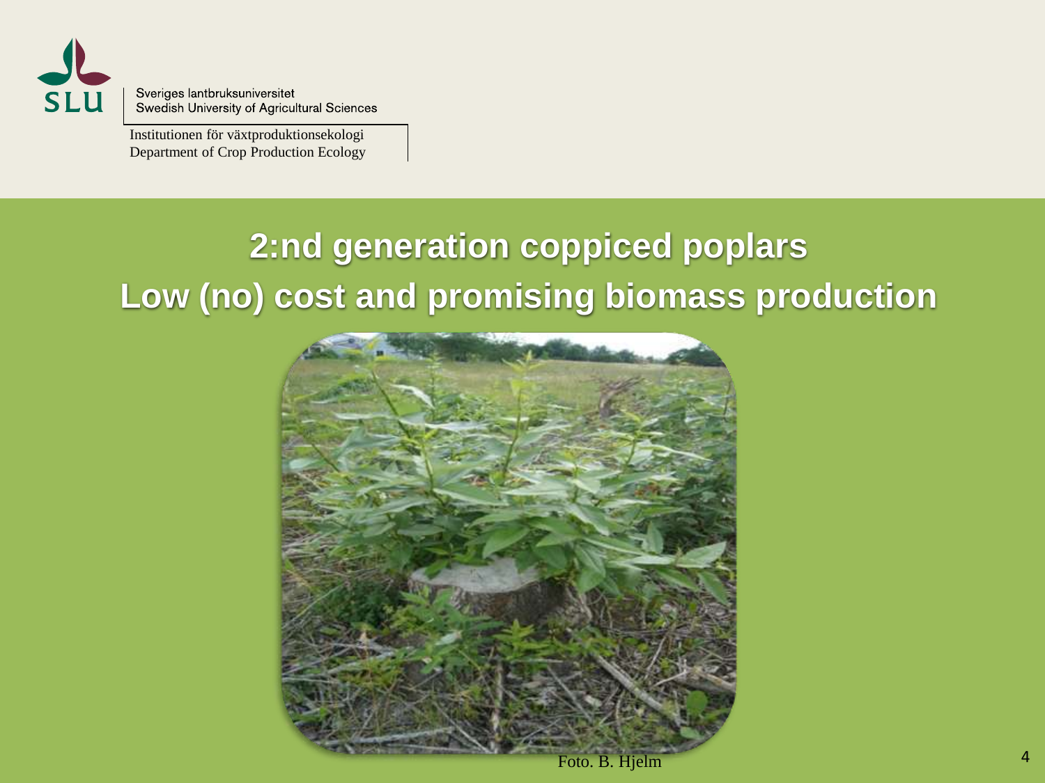Sveriges lantbruksuniversitet
Swedish University of Agricultural Sciences

Institutionen för växtproduktionsekologi
Department of Crop Production Ecology

# 2:nd generation coppiced poplars
# Low (no) cost and promising biomass production

Foto. B. Hjelm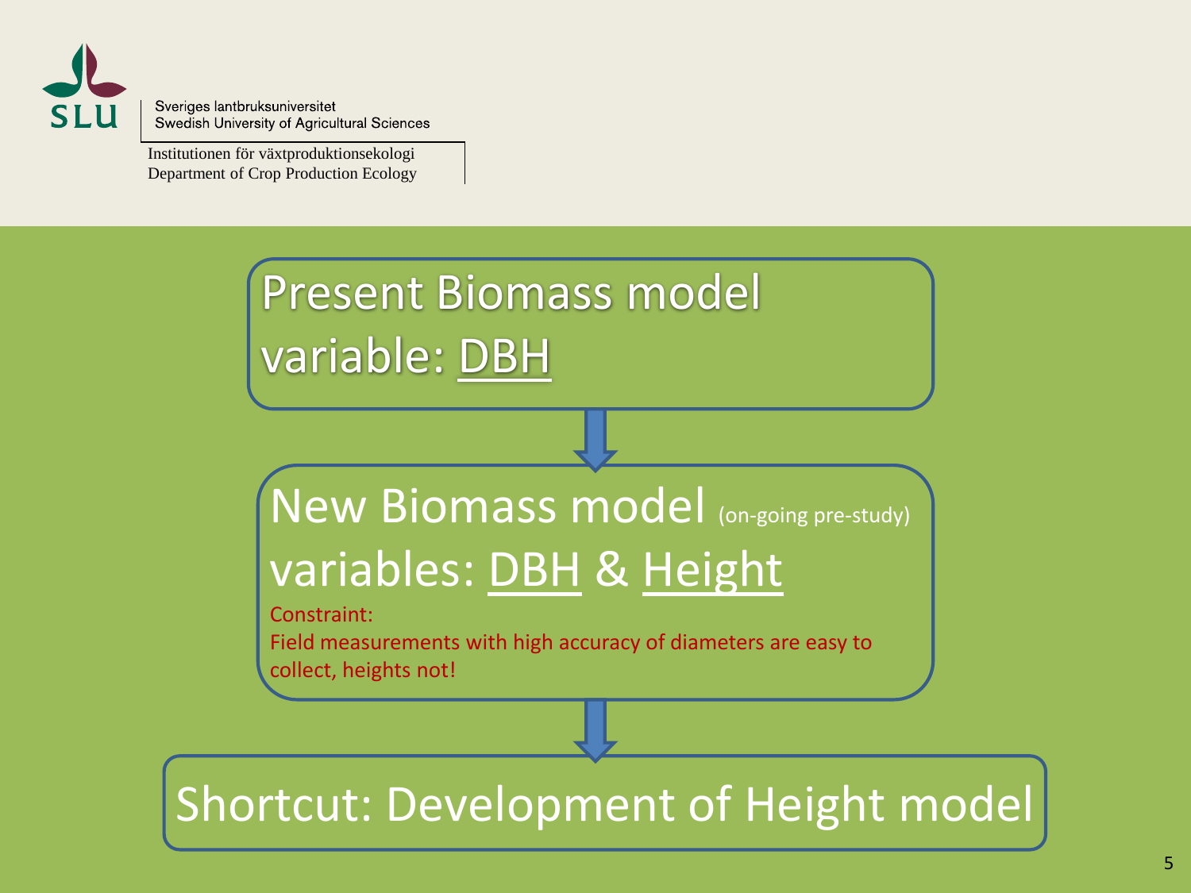Sveriges lantbruksuniversitet
Swedish University of Agricultural Sciences

Institutionen för växtproduktionsekologi
Department of Crop Production Ecology

## Present Biomass model variable: DBH

## New Biomass model (on-going pre-study) variables: DBH & Height

Constraint:
Field measurements with high accuracy of diameters are easy to collect, heights not!

## Shortcut: Development of Height model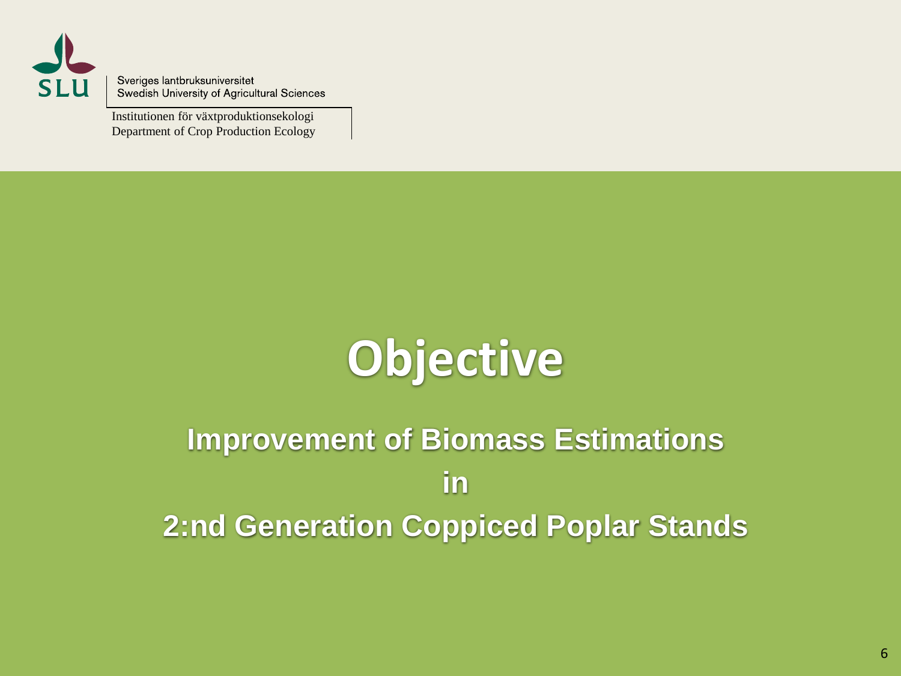Sveriges lantbruksuniversitet
Swedish University of Agricultural Sciences

Institutionen för växtproduktionsekologi
Department of Crop Production Ecology

# Objective

**Improvement of Biomass Estimations**

**in**

**2:nd Generation Coppiced Poplar Stands**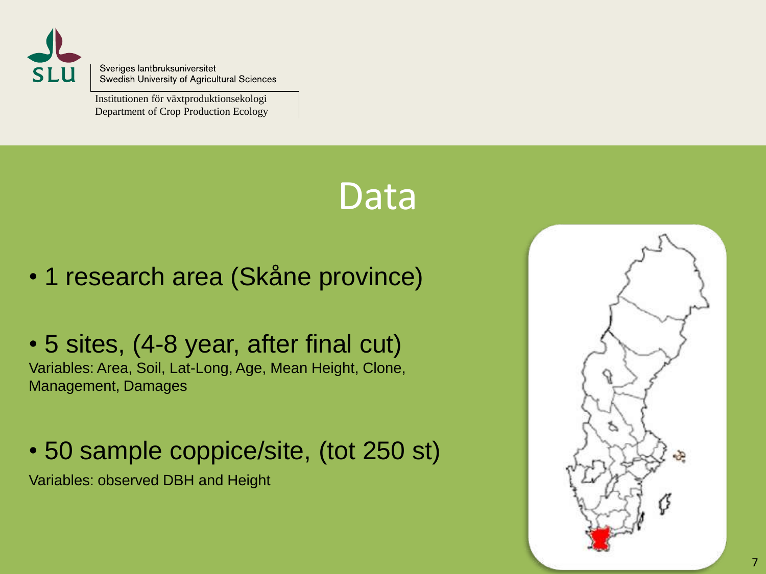Sveriges lantbruksuniversitet
Swedish University of Agricultural Sciences

Institutionen för växtproduktionsekologi
Department of Crop Production Ecology

# Data

- 1 research area (Skåne province)

- 5 sites, (4-8 year, after final cut)

Variables: Area, Soil, Lat-Long, Age, Mean Height, Clone, Management, Damages

- 50 sample coppice/site, (tot 250 st)

Variables: observed DBH and Height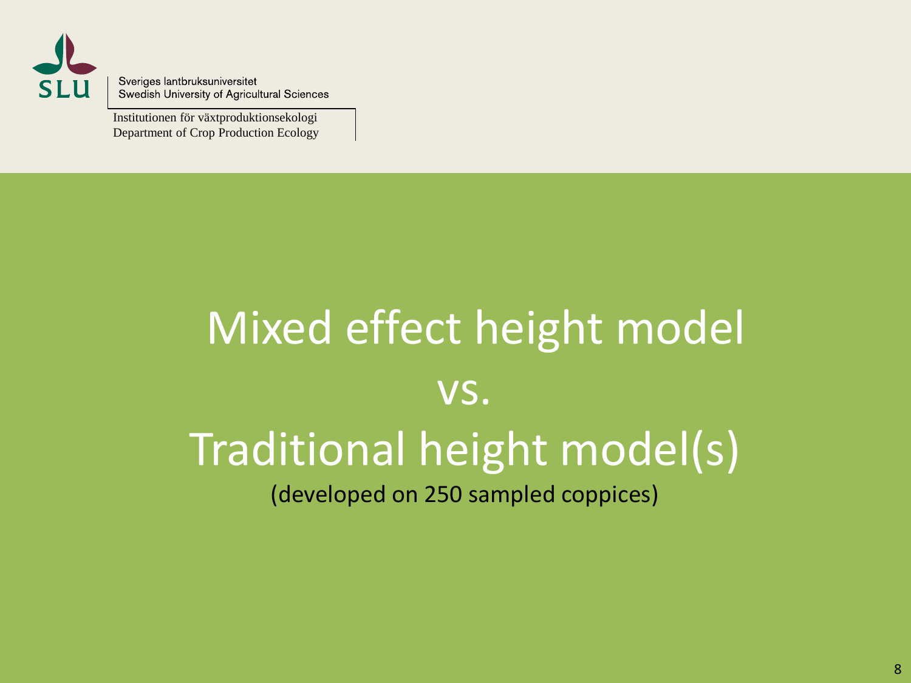Sveriges lantbruksuniversitet
Swedish University of Agricultural Sciences

Institutionen för växtproduktionsekologi
Department of Crop Production Ecology

# Mixed effect height model vs. Traditional height model(s)

(developed on 250 sampled coppices)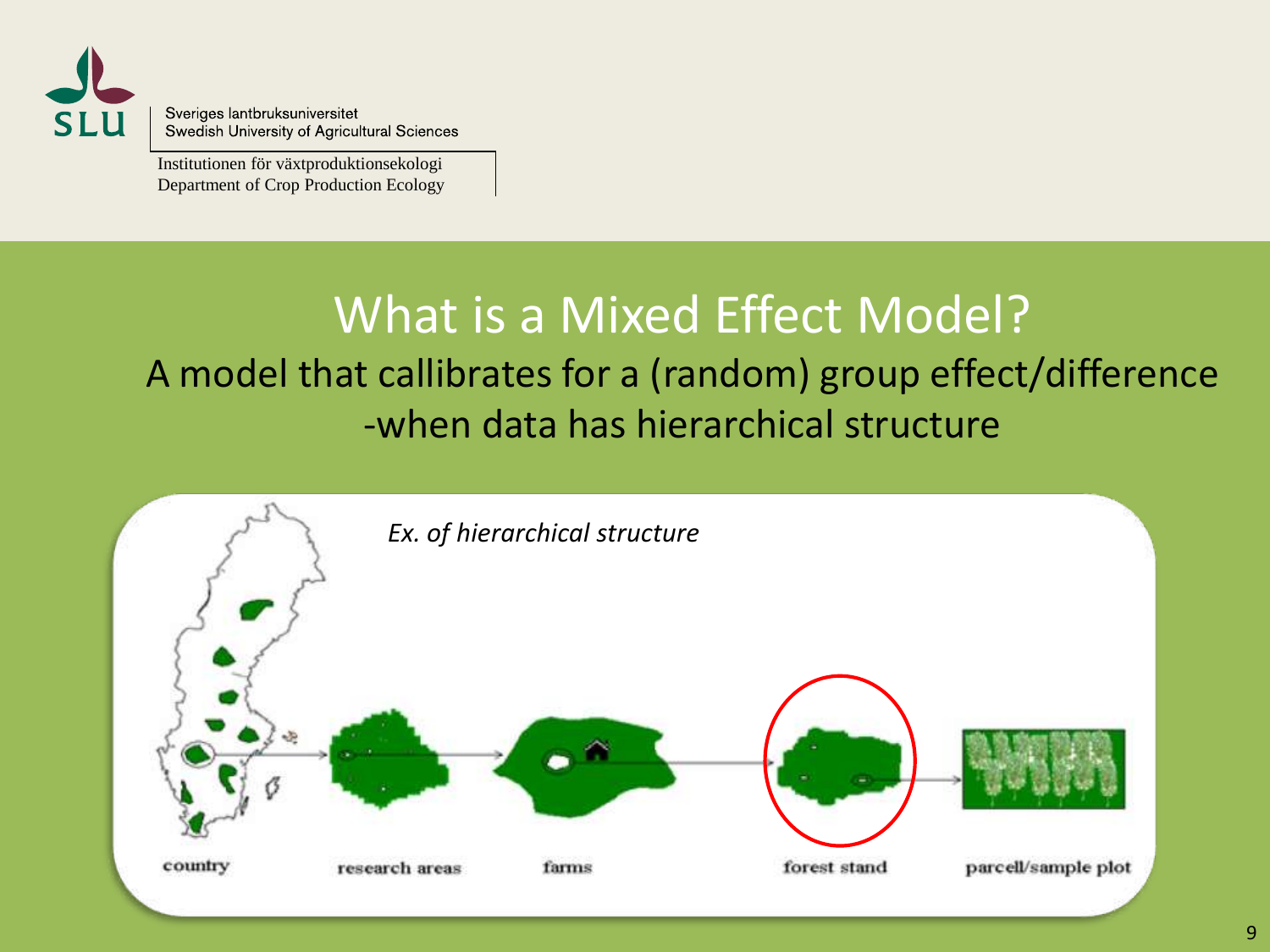# What is a Mixed Effect Model?

A model that callibrates for a (random) group effect/difference -when data has hierarchical structure

*Ex. of hierarchical structure*

country → research areas → farms → forest stand → parcell/sample plot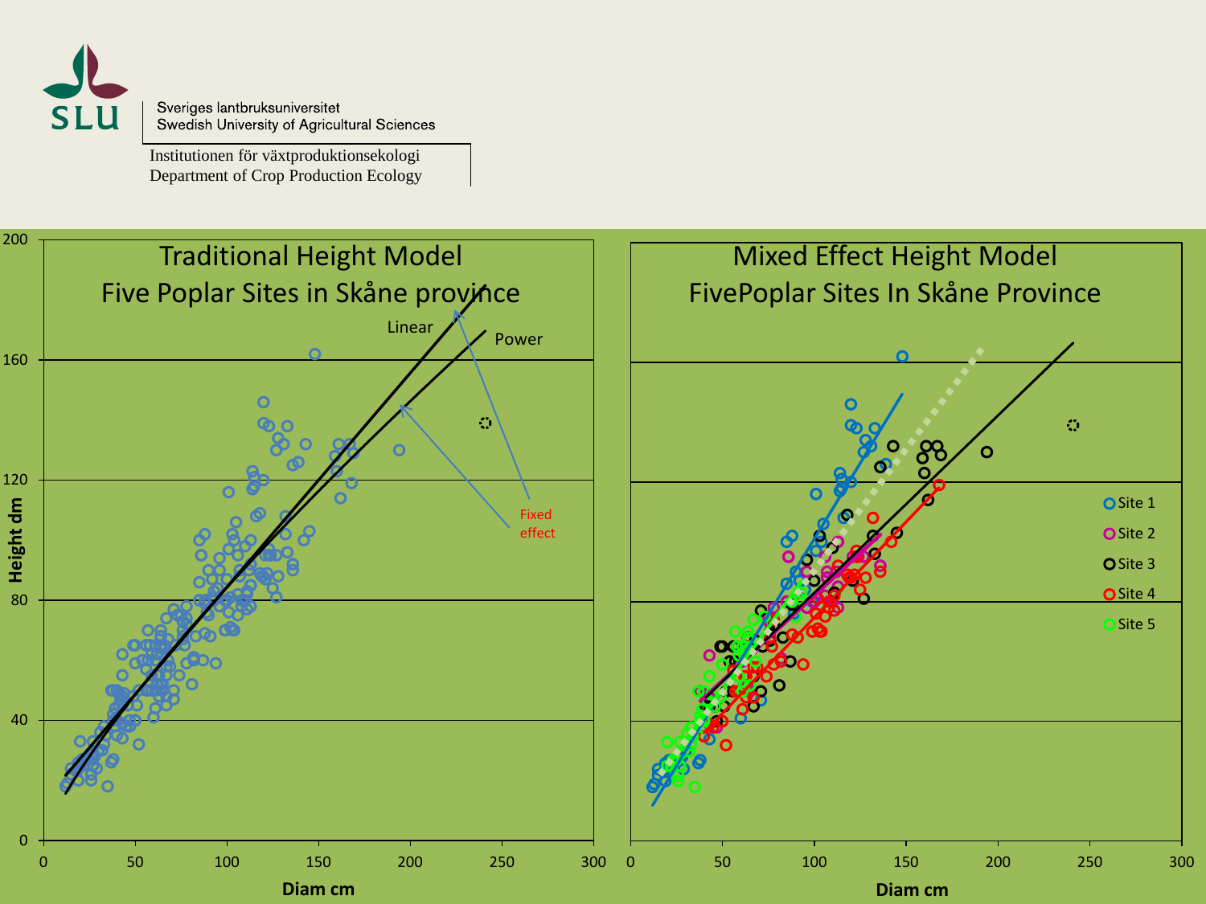Sveriges lantbruksuniversitet
Swedish University of Agricultural Sciences

Institutionen för växtproduktionsekologi
Department of Crop Production Ecology

## Traditional Height Model
## Five Poplar Sites in Skåne province

Linear

Power

Fixed effect

Height dm

Diam cm

## Mixed Effect Height Model
## FivePoplar Sites In Skåne Province

Site 1

Site 2

Site 3

Site 4

Site 5

Diam cm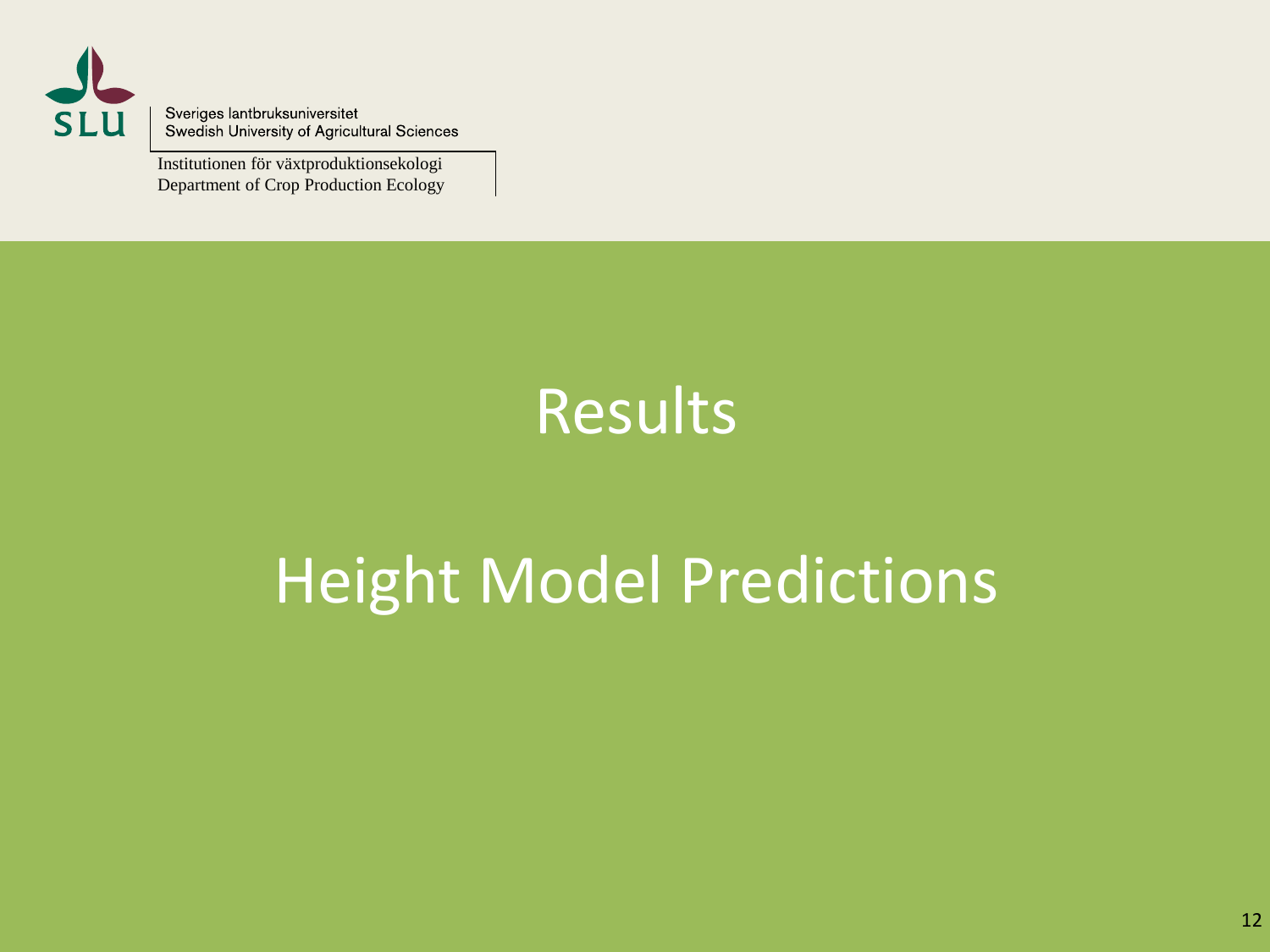Sveriges lantbruksuniversitet
Swedish University of Agricultural Sciences

Institutionen för växtproduktionsekologi
Department of Crop Production Ecology

# Results

# Height Model Predictions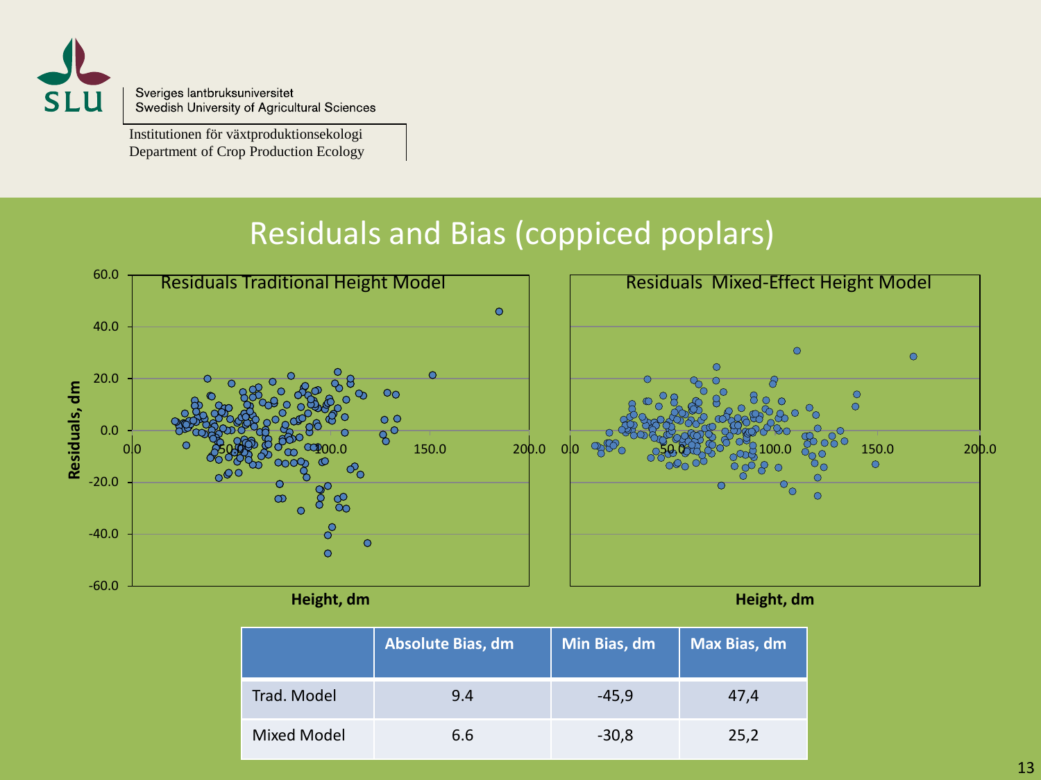Sveriges lantbruksuniversitet
Swedish University of Agricultural Sciences

Institutionen för växtproduktionsekologi
Department of Crop Production Ecology

# Residuals and Bias (coppiced poplars)

Residuals Traditional Height Model

Residuals Mixed-Effect Height Model

| | Absolute Bias, dm | Min Bias, dm | Max Bias, dm |
|---|---|---|---|
| Trad. Model | 9.4 | -45,9 | 47,4 |
| Mixed Model | 6.6 | -30,8 | 25,2 |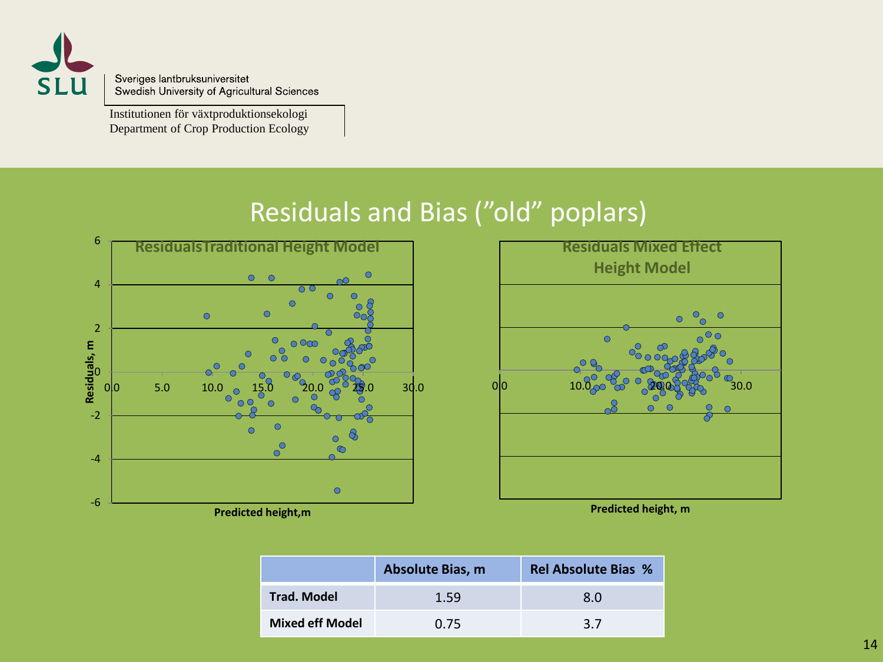Sveriges lantbruksuniversitet
Swedish University of Agricultural Sciences

Institutionen för växtproduktionsekologi
Department of Crop Production Ecology

# Residuals and Bias (”old” poplars)

**ResidualsTraditional Height Model**

Residuals, m

Predicted height,m

**Residuals Mixed Effect Height Model**

Predicted height, m

| | Absolute Bias, m | Rel Absolute Bias % |
|---|---|---|
| **Trad. Model** | 1.59 | 8.0 |
| **Mixed eff Model** | 0.75 | 3.7 |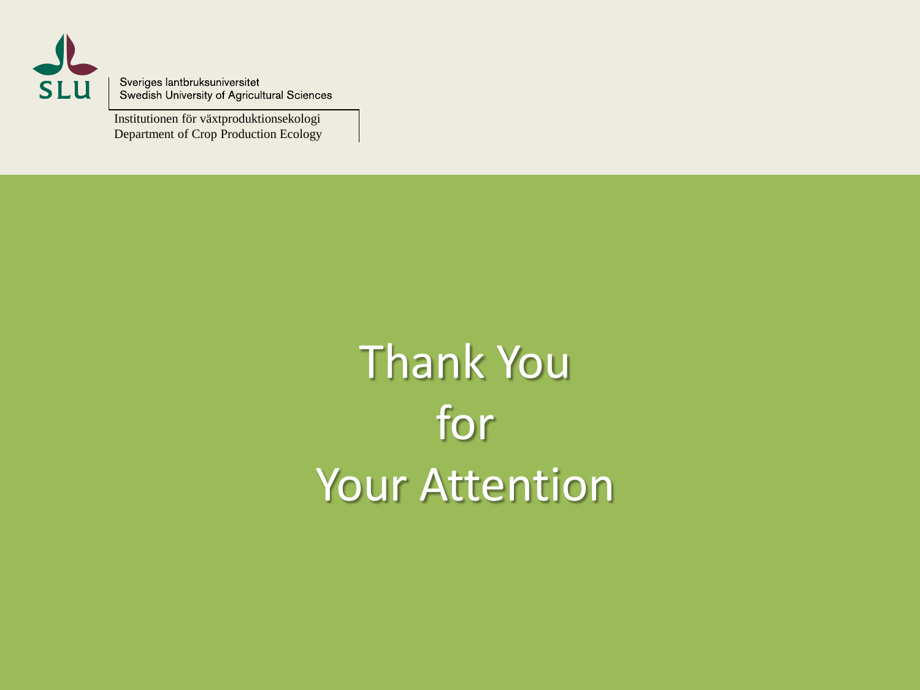Sveriges lantbruksuniversitet
Swedish University of Agricultural Sciences

Institutionen för växtproduktionsekologi
Department of Crop Production Ecology

# Thank You for Your Attention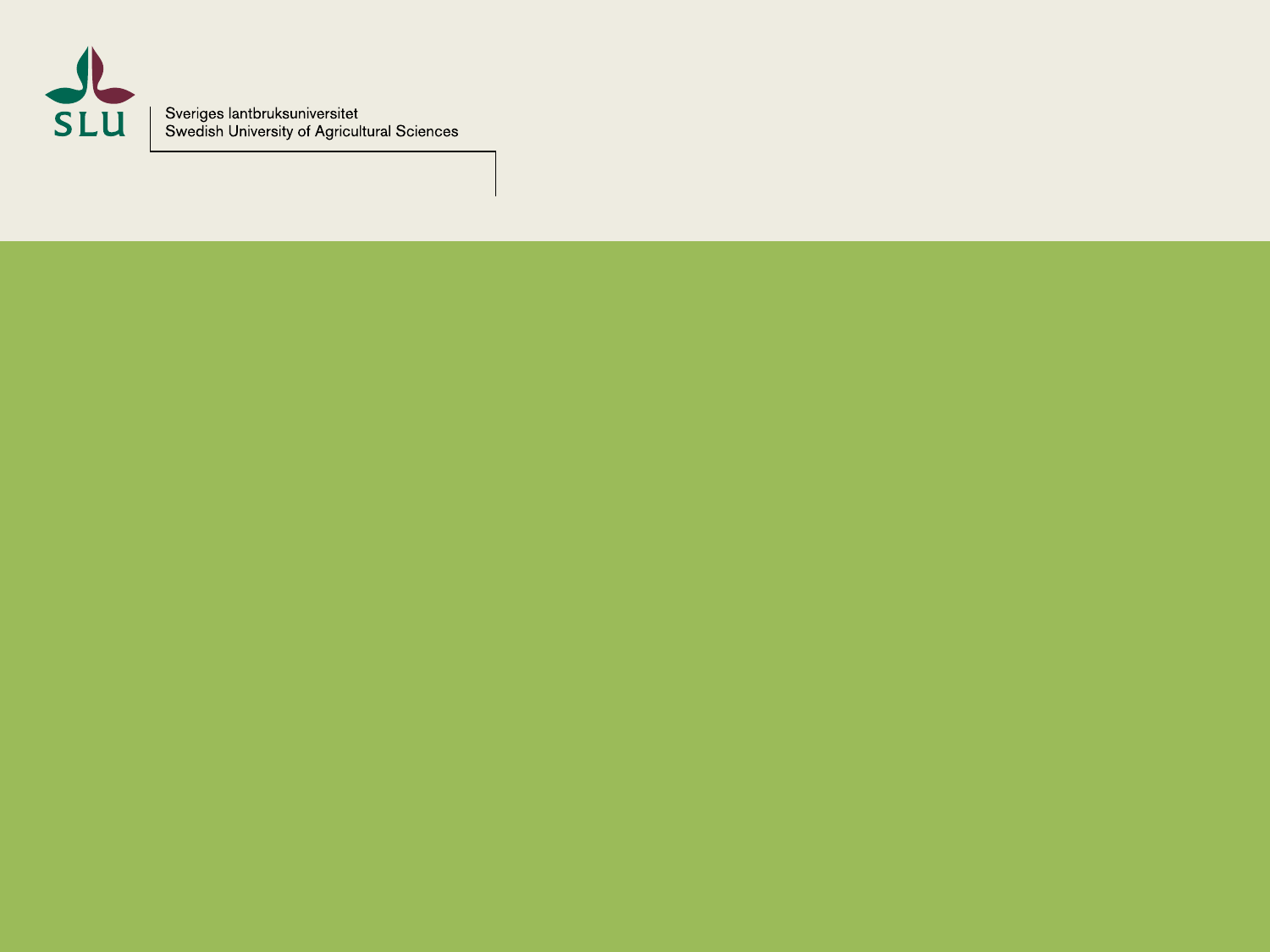Sveriges lantbruksuniversitet
Swedish University of Agricultural Sciences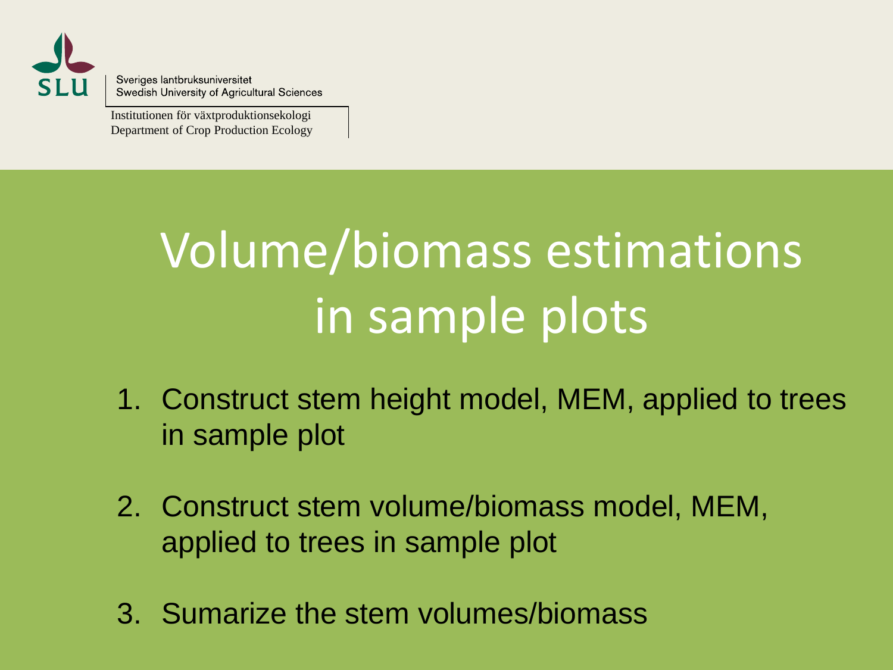Sveriges lantbruksuniversitet
Swedish University of Agricultural Sciences

Institutionen för växtproduktionsekologi
Department of Crop Production Ecology

# Volume/biomass estimations in sample plots

1. Construct stem height model, MEM, applied to trees in sample plot

2. Construct stem volume/biomass model, MEM, applied to trees in sample plot

3. Sumarize the stem volumes/biomass